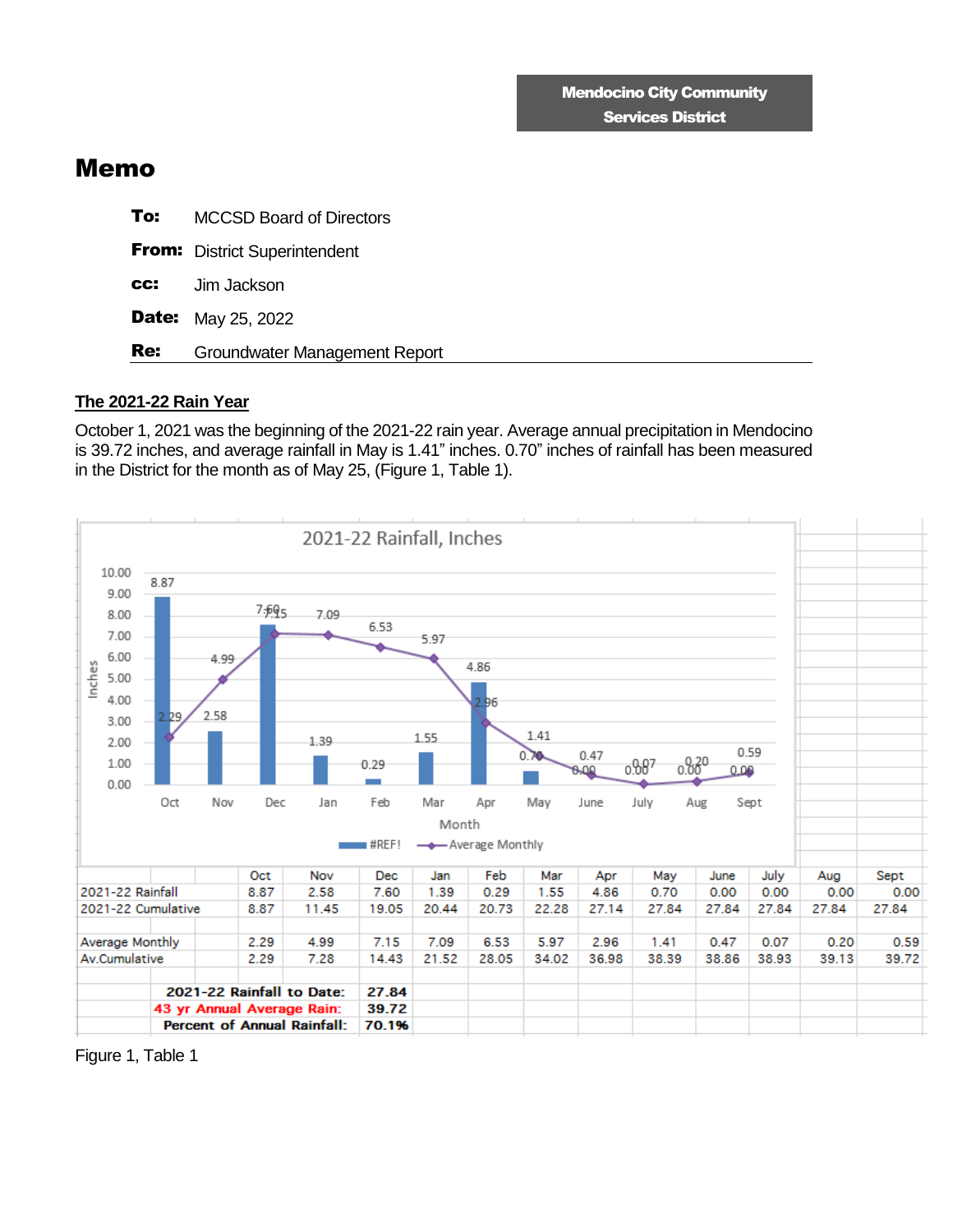Mendocino City Community Services District

# Memo

**To:** MCCSD Board of Directors

**From:** District Superintendent

**cc:** Jim Jackson

**Date:** May 25, 2022

**Re:** Groundwater Management Report

## The 2021-22 Rain Year

October 1, 2021 was the beginning of the 2021-22 rain year. Average annual precipitation in Mendocino is 39.72 inches, and average rainfall in May is 1.41" inches. 0.70" inches of rainfall has been measured in the District for the month as of May 25, (Figure 1, Table 1).

2021-22 Rainfall, Inches

| | Oct | Nov | Dec | Jan | Feb | Mar | Apr | May | June | July | Aug | Sept |
|---|---|---|---|---|---|---|---|---|---|---|---|---|
| 2021-22 Rainfall | 8.87 | 2.58 | 7.60 | 1.39 | 0.29 | 1.55 | 4.86 | 0.70 | 0.00 | 0.00 | 0.00 | 0.00 |
| 2021-22 Cumulative | 8.87 | 11.45 | 19.05 | 20.44 | 20.73 | 22.28 | 27.14 | 27.84 | 27.84 | 27.84 | 27.84 | 27.84 |
| | | | | | | | | | | | | |
| Average Monthly | 2.29 | 4.99 | 7.15 | 7.09 | 6.53 | 5.97 | 2.96 | 1.41 | 0.47 | 0.07 | 0.20 | 0.59 |
| Av.Cumulative | 2.29 | 7.28 | 14.43 | 21.52 | 28.05 | 34.02 | 36.98 | 38.39 | 38.86 | 38.93 | 39.13 | 39.72 |

| | |
|---|---|
| **2021-22 Rainfall to Date:** | **27.84** |
| **43 yr Annual Average Rain:** | **39.72** |
| **Percent of Annual Rainfall:** | **70.1%** |

Figure 1, Table 1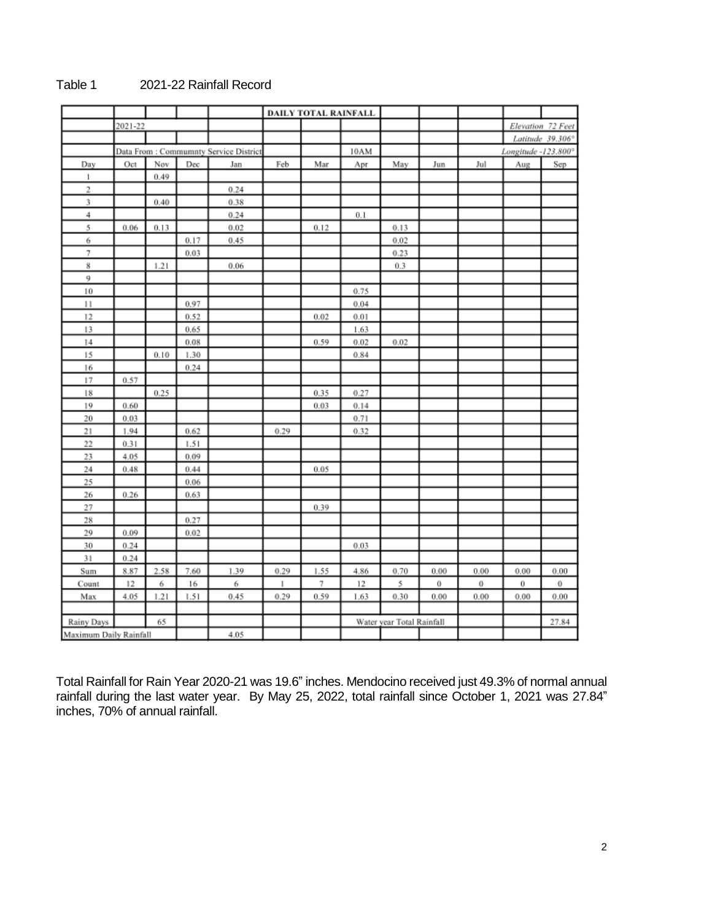Table 1 2021-22 Rainfall Record

| | | | | | DAILY TOTAL RAINFALL | | | | | | | |
|---|---|---|---|---|---|---|---|---|---|---|---|---|
| | 2021-22 | | | | | | | | | | *Elevation 72 Feet* | |
| | | | | | | | | | | | *Latitude 39.306°* | |
| | Data From : Commumnty Service District | | | | | | 10AM | | | | *Longitude -123.800°* | |
| Day | Oct | Nov | Dec | Jan | Feb | Mar | Apr | May | Jun | Jul | Aug | Sep |
| 1 | | 0.49 | | | | | | | | | | |
| 2 | | | | 0.24 | | | | | | | | |
| 3 | | 0.40 | | 0.38 | | | | | | | | |
| 4 | | | | 0.24 | | | 0.1 | | | | | |
| 5 | 0.06 | 0.13 | | 0.02 | | 0.12 | | 0.13 | | | | |
| 6 | | | 0.17 | 0.45 | | | | 0.02 | | | | |
| 7 | | | 0.03 | | | | | 0.23 | | | | |
| 8 | | 1.21 | | 0.06 | | | | 0.3 | | | | |
| 9 | | | | | | | | | | | | |
| 10 | | | | | | | 0.75 | | | | | |
| 11 | | | 0.97 | | | | 0.04 | | | | | |
| 12 | | | 0.52 | | | 0.02 | 0.01 | | | | | |
| 13 | | | 0.65 | | | | 1.63 | | | | | |
| 14 | | | 0.08 | | | 0.59 | 0.02 | 0.02 | | | | |
| 15 | | 0.10 | 1.30 | | | | 0.84 | | | | | |
| 16 | | | 0.24 | | | | | | | | | |
| 17 | 0.57 | | | | | | | | | | | |
| 18 | | 0.25 | | | | 0.35 | 0.27 | | | | | |
| 19 | 0.60 | | | | | 0.03 | 0.14 | | | | | |
| 20 | 0.03 | | | | | | 0.71 | | | | | |
| 21 | 1.94 | | 0.62 | | 0.29 | | 0.32 | | | | | |
| 22 | 0.31 | | 1.51 | | | | | | | | | |
| 23 | 4.05 | | 0.09 | | | | | | | | | |
| 24 | 0.48 | | 0.44 | | | 0.05 | | | | | | |
| 25 | | | 0.06 | | | | | | | | | |
| 26 | 0.26 | | 0.63 | | | | | | | | | |
| 27 | | | | | | 0.39 | | | | | | |
| 28 | | | 0.27 | | | | | | | | | |
| 29 | 0.09 | | 0.02 | | | | | | | | | |
| 30 | 0.24 | | | | | | 0.03 | | | | | |
| 31 | 0.24 | | | | | | | | | | | |
| Sum | 8.87 | 2.58 | 7.60 | 1.39 | 0.29 | 1.55 | 4.86 | 0.70 | 0.00 | 0.00 | 0.00 | 0.00 |
| Count | 12 | 6 | 16 | 6 | 1 | 7 | 12 | 5 | 0 | 0 | 0 | 0 |
| Max | 4.05 | 1.21 | 1.51 | 0.45 | 0.29 | 0.59 | 1.63 | 0.30 | 0.00 | 0.00 | 0.00 | 0.00 |
| | | | | | | | | | | | | |
| Rainy Days | | 65 | | | | | Water year Total Rainfall | | | | | 27.84 |
| Maximum Daily Rainfall | | | | 4.05 | | | | | | | | |

Total Rainfall for Rain Year 2020-21 was 19.6" inches. Mendocino received just 49.3% of normal annual rainfall during the last water year. By May 25, 2022, total rainfall since October 1, 2021 was 27.84" inches, 70% of annual rainfall.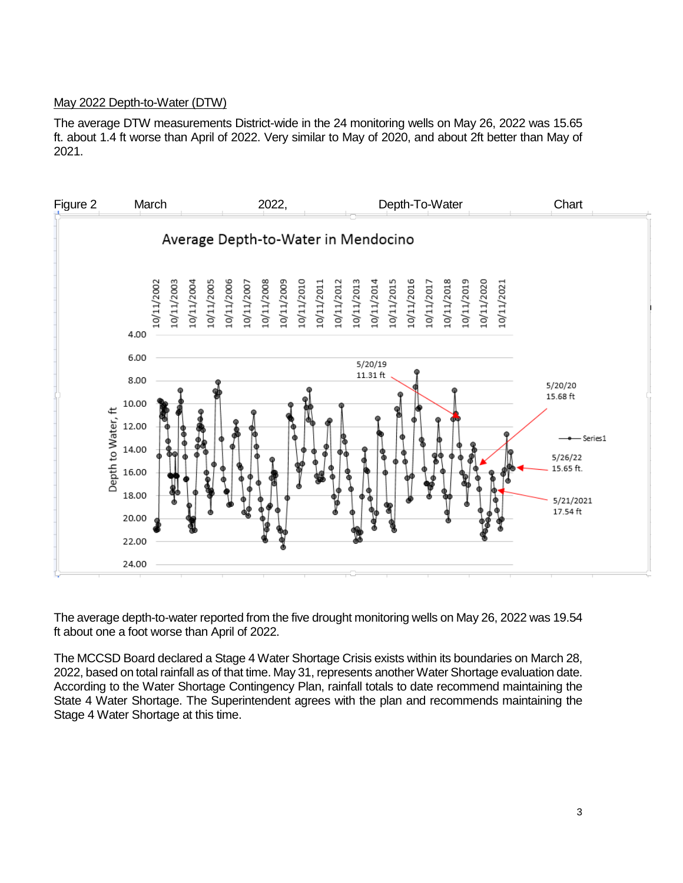May 2022 Depth-to-Water (DTW)

The average DTW measurements District-wide in the 24 monitoring wells on May 26, 2022 was 15.65 ft. about 1.4 ft worse than April of 2022. Very similar to May of 2020, and about 2ft better than May of 2021.

Figure 2 March 2022, Depth-To-Water Chart

Average Depth-to-Water in Mendocino

Depth to Water, ft

4.00
6.00
8.00
10.00
12.00
14.00
16.00
18.00
20.00
22.00
24.00

10/11/2002
10/11/2003
10/11/2004
10/11/2005
10/11/2006
10/11/2007
10/11/2008
10/11/2009
10/11/2010
10/11/2011
10/11/2012
10/11/2013
10/11/2014
10/11/2015
10/11/2016
10/11/2017
10/11/2018
10/11/2019
10/11/2020
10/11/2021

5/20/19
11.31 ft

5/20/20
15.68 ft

Series1

5/26/22
15.65 ft.

5/21/2021
17.54 ft

The average depth-to-water reported from the five drought monitoring wells on May 26, 2022 was 19.54 ft about one a foot worse than April of 2022.

The MCCSD Board declared a Stage 4 Water Shortage Crisis exists within its boundaries on March 28, 2022, based on total rainfall as of that time. May 31, represents another Water Shortage evaluation date. According to the Water Shortage Contingency Plan, rainfall totals to date recommend maintaining the State 4 Water Shortage. The Superintendent agrees with the plan and recommends maintaining the Stage 4 Water Shortage at this time.